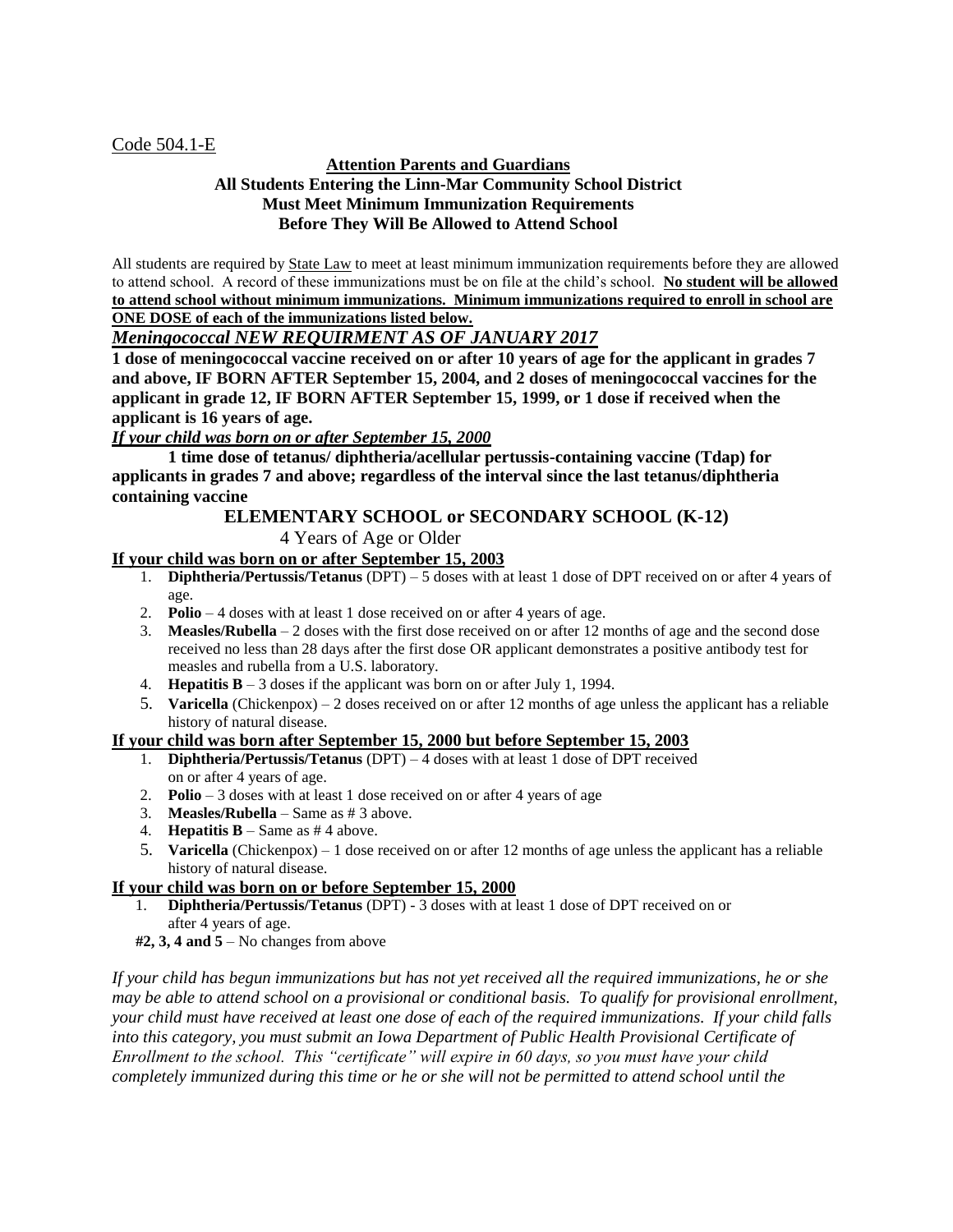<u>Code 504.1-E</u>

**<u>Attention Parents and Guardians</u>**
**All Students Entering the Linn-Mar Community School District**
**Must Meet Minimum Immunization Requirements**
**Before They Will Be Allowed to Attend School**

All students are required by <u>State Law</u> to meet at least minimum immunization requirements before they are allowed to attend school. A record of these immunizations must be on file at the child's school. **<u>No student will be allowed to attend school without minimum immunizations. Minimum immunizations required to enroll in school are ONE DOSE of each of the immunizations listed below.</u>**

***<u>Meningococcal NEW REQUIRMENT AS OF JANUARY 2017</u>***

**1 dose of meningococcal vaccine received on or after 10 years of age for the applicant in grades 7 and above, IF BORN AFTER September 15, 2004, and 2 doses of meningococcal vaccines for the applicant in grade 12, IF BORN AFTER September 15, 1999, or 1 dose if received when the applicant is 16 years of age.**

***<u>If your child was born on or after September 15, 2000</u>***

**1 time dose of tetanus/ diphtheria/acellular pertussis-containing vaccine (Tdap) for applicants in grades 7 and above; regardless of the interval since the last tetanus/diphtheria containing vaccine**

## ELEMENTARY SCHOOL or SECONDARY SCHOOL (K-12)

4 Years of Age or Older

**<u>If your child was born on or after September 15, 2003</u>**

1. **Diphtheria/Pertussis/Tetanus** (DPT) – 5 doses with at least 1 dose of DPT received on or after 4 years of age.
2. **Polio** – 4 doses with at least 1 dose received on or after 4 years of age.
3. **Measles/Rubella** – 2 doses with the first dose received on or after 12 months of age and the second dose received no less than 28 days after the first dose OR applicant demonstrates a positive antibody test for measles and rubella from a U.S. laboratory.
4. **Hepatitis B** – 3 doses if the applicant was born on or after July 1, 1994.
5. **Varicella** (Chickenpox) – 2 doses received on or after 12 months of age unless the applicant has a reliable history of natural disease.

**<u>If your child was born after September 15, 2000 but before September 15, 2003</u>**

1. **Diphtheria/Pertussis/Tetanus** (DPT) – 4 doses with at least 1 dose of DPT received on or after 4 years of age.
2. **Polio** – 3 doses with at least 1 dose received on or after 4 years of age
3. **Measles/Rubella** – Same as # 3 above.
4. **Hepatitis B** – Same as # 4 above.
5. **Varicella** (Chickenpox) – 1 dose received on or after 12 months of age unless the applicant has a reliable history of natural disease.

**<u>If your child was born on or before September 15, 2000</u>**

1. **Diphtheria/Pertussis/Tetanus** (DPT) - 3 doses with at least 1 dose of DPT received on or after 4 years of age.

**#2, 3, 4 and 5** – No changes from above

*If your child has begun immunizations but has not yet received all the required immunizations, he or she may be able to attend school on a provisional or conditional basis. To qualify for provisional enrollment, your child must have received at least one dose of each of the required immunizations. If your child falls into this category, you must submit an Iowa Department of Public Health Provisional Certificate of Enrollment to the school. This "certificate" will expire in 60 days, so you must have your child completely immunized during this time or he or she will not be permitted to attend school until the*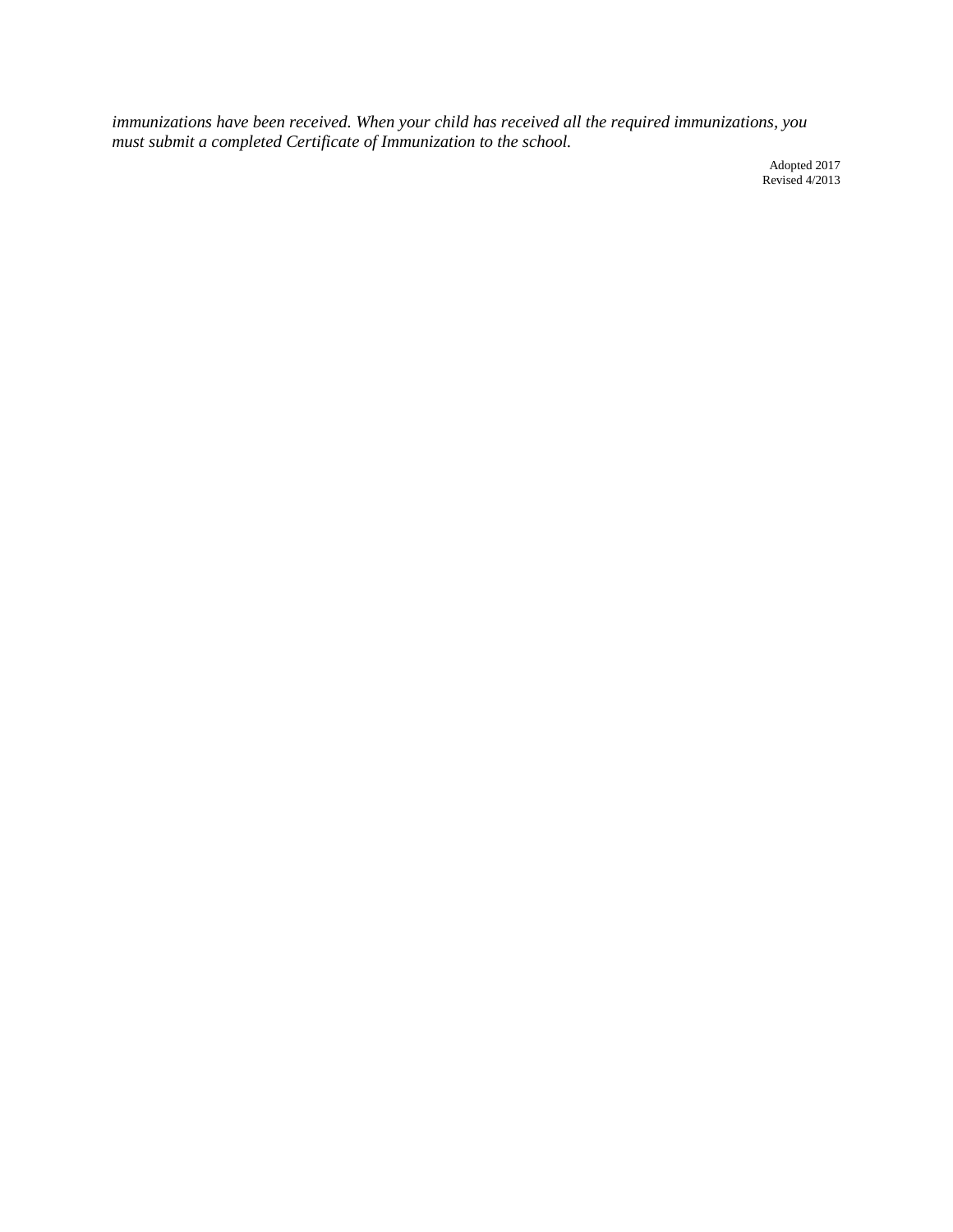*immunizations have been received. When your child has received all the required immunizations, you must submit a completed Certificate of Immunization to the school.*

Adopted 2017
Revised 4/2013